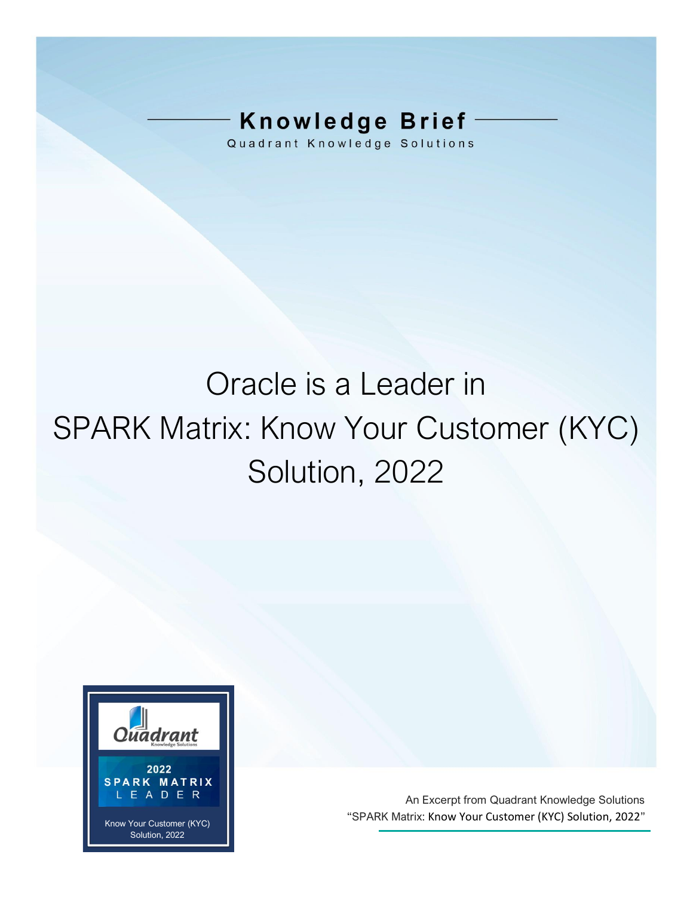Knowledge Brief

Quadrant Knowledge Solutions

# Oracle is a Leader in SPARK Matrix: Know Your Customer (KYC) Solution, 2022

Quadrant Knowledge Solutions

2022 SPARK MATRIX LEADER

Know Your Customer (KYC) Solution, 2022

An Excerpt from Quadrant Knowledge Solutions "SPARK Matrix: Know Your Customer (KYC) Solution, 2022"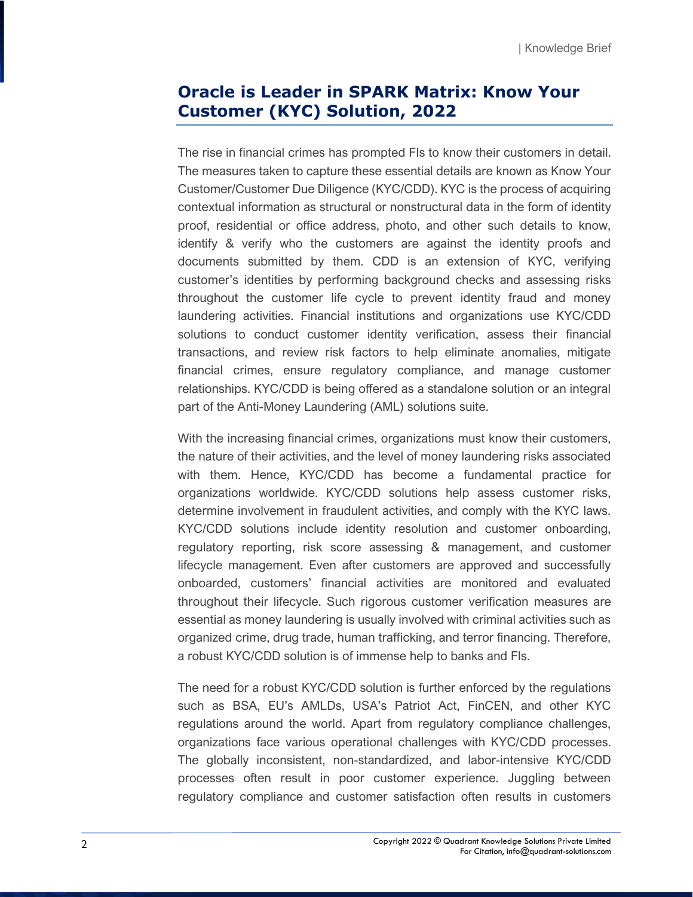## Oracle is Leader in SPARK Matrix: Know Your Customer (KYC) Solution, 2022

The rise in financial crimes has prompted FIs to know their customers in detail. The measures taken to capture these essential details are known as Know Your Customer/Customer Due Diligence (KYC/CDD). KYC is the process of acquiring contextual information as structural or nonstructural data in the form of identity proof, residential or office address, photo, and other such details to know, identify & verify who the customers are against the identity proofs and documents submitted by them. CDD is an extension of KYC, verifying customer's identities by performing background checks and assessing risks throughout the customer life cycle to prevent identity fraud and money laundering activities. Financial institutions and organizations use KYC/CDD solutions to conduct customer identity verification, assess their financial transactions, and review risk factors to help eliminate anomalies, mitigate financial crimes, ensure regulatory compliance, and manage customer relationships. KYC/CDD is being offered as a standalone solution or an integral part of the Anti-Money Laundering (AML) solutions suite.

With the increasing financial crimes, organizations must know their customers, the nature of their activities, and the level of money laundering risks associated with them. Hence, KYC/CDD has become a fundamental practice for organizations worldwide. KYC/CDD solutions help assess customer risks, determine involvement in fraudulent activities, and comply with the KYC laws. KYC/CDD solutions include identity resolution and customer onboarding, regulatory reporting, risk score assessing & management, and customer lifecycle management. Even after customers are approved and successfully onboarded, customers' financial activities are monitored and evaluated throughout their lifecycle. Such rigorous customer verification measures are essential as money laundering is usually involved with criminal activities such as organized crime, drug trade, human trafficking, and terror financing. Therefore, a robust KYC/CDD solution is of immense help to banks and FIs.

The need for a robust KYC/CDD solution is further enforced by the regulations such as BSA, EU's AMLDs, USA's Patriot Act, FinCEN, and other KYC regulations around the world. Apart from regulatory compliance challenges, organizations face various operational challenges with KYC/CDD processes. The globally inconsistent, non-standardized, and labor-intensive KYC/CDD processes often result in poor customer experience. Juggling between regulatory compliance and customer satisfaction often results in customers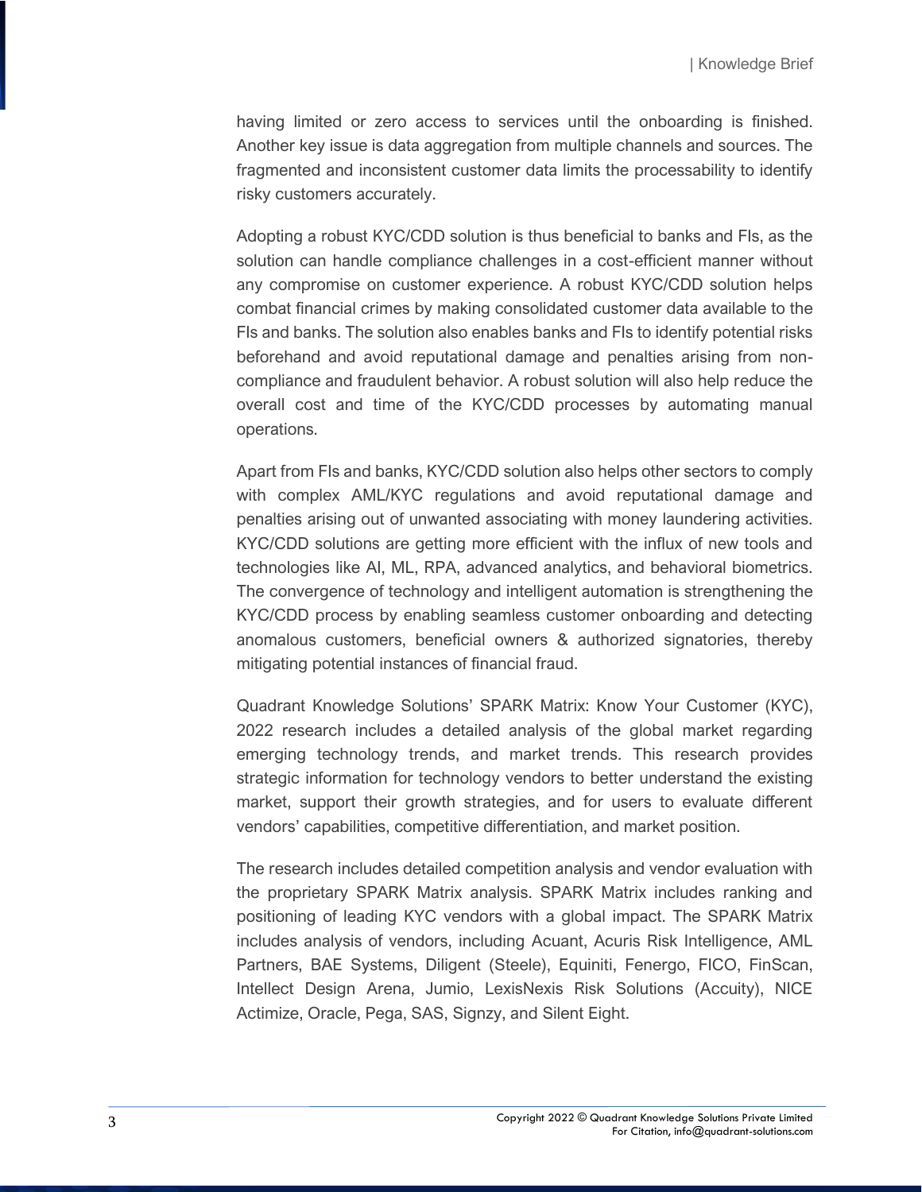having limited or zero access to services until the onboarding is finished. Another key issue is data aggregation from multiple channels and sources. The fragmented and inconsistent customer data limits the processability to identify risky customers accurately.

Adopting a robust KYC/CDD solution is thus beneficial to banks and FIs, as the solution can handle compliance challenges in a cost-efficient manner without any compromise on customer experience. A robust KYC/CDD solution helps combat financial crimes by making consolidated customer data available to the FIs and banks. The solution also enables banks and FIs to identify potential risks beforehand and avoid reputational damage and penalties arising from non-compliance and fraudulent behavior. A robust solution will also help reduce the overall cost and time of the KYC/CDD processes by automating manual operations.

Apart from FIs and banks, KYC/CDD solution also helps other sectors to comply with complex AML/KYC regulations and avoid reputational damage and penalties arising out of unwanted associating with money laundering activities. KYC/CDD solutions are getting more efficient with the influx of new tools and technologies like AI, ML, RPA, advanced analytics, and behavioral biometrics. The convergence of technology and intelligent automation is strengthening the KYC/CDD process by enabling seamless customer onboarding and detecting anomalous customers, beneficial owners & authorized signatories, thereby mitigating potential instances of financial fraud.

Quadrant Knowledge Solutions' SPARK Matrix: Know Your Customer (KYC), 2022 research includes a detailed analysis of the global market regarding emerging technology trends, and market trends. This research provides strategic information for technology vendors to better understand the existing market, support their growth strategies, and for users to evaluate different vendors' capabilities, competitive differentiation, and market position.

The research includes detailed competition analysis and vendor evaluation with the proprietary SPARK Matrix analysis. SPARK Matrix includes ranking and positioning of leading KYC vendors with a global impact. The SPARK Matrix includes analysis of vendors, including Acuant, Acuris Risk Intelligence, AML Partners, BAE Systems, Diligent (Steele), Equiniti, Fenergo, FICO, FinScan, Intellect Design Arena, Jumio, LexisNexis Risk Solutions (Accuity), NICE Actimize, Oracle, Pega, SAS, Signzy, and Silent Eight.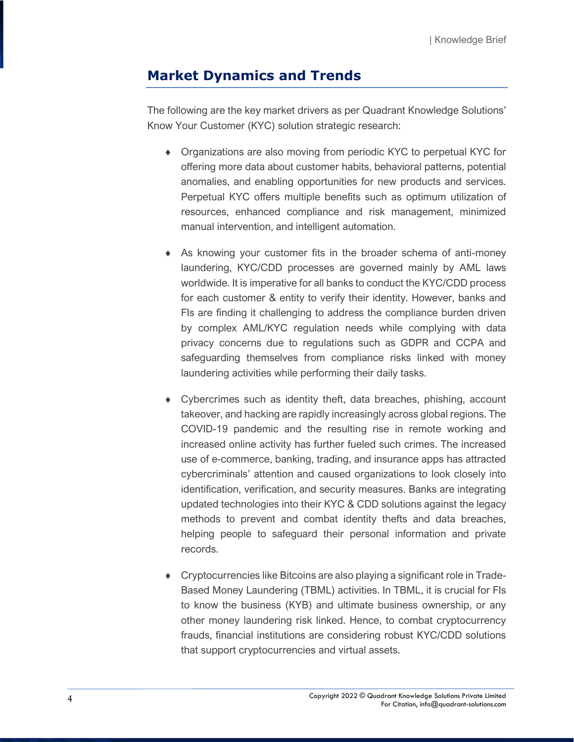## Market Dynamics and Trends

The following are the key market drivers as per Quadrant Knowledge Solutions' Know Your Customer (KYC) solution strategic research:

- Organizations are also moving from periodic KYC to perpetual KYC for offering more data about customer habits, behavioral patterns, potential anomalies, and enabling opportunities for new products and services. Perpetual KYC offers multiple benefits such as optimum utilization of resources, enhanced compliance and risk management, minimized manual intervention, and intelligent automation.

- As knowing your customer fits in the broader schema of anti-money laundering, KYC/CDD processes are governed mainly by AML laws worldwide. It is imperative for all banks to conduct the KYC/CDD process for each customer & entity to verify their identity. However, banks and FIs are finding it challenging to address the compliance burden driven by complex AML/KYC regulation needs while complying with data privacy concerns due to regulations such as GDPR and CCPA and safeguarding themselves from compliance risks linked with money laundering activities while performing their daily tasks.

- Cybercrimes such as identity theft, data breaches, phishing, account takeover, and hacking are rapidly increasingly across global regions. The COVID-19 pandemic and the resulting rise in remote working and increased online activity has further fueled such crimes. The increased use of e-commerce, banking, trading, and insurance apps has attracted cybercriminals' attention and caused organizations to look closely into identification, verification, and security measures. Banks are integrating updated technologies into their KYC & CDD solutions against the legacy methods to prevent and combat identity thefts and data breaches, helping people to safeguard their personal information and private records.

- Cryptocurrencies like Bitcoins are also playing a significant role in Trade-Based Money Laundering (TBML) activities. In TBML, it is crucial for FIs to know the business (KYB) and ultimate business ownership, or any other money laundering risk linked. Hence, to combat cryptocurrency frauds, financial institutions are considering robust KYC/CDD solutions that support cryptocurrencies and virtual assets.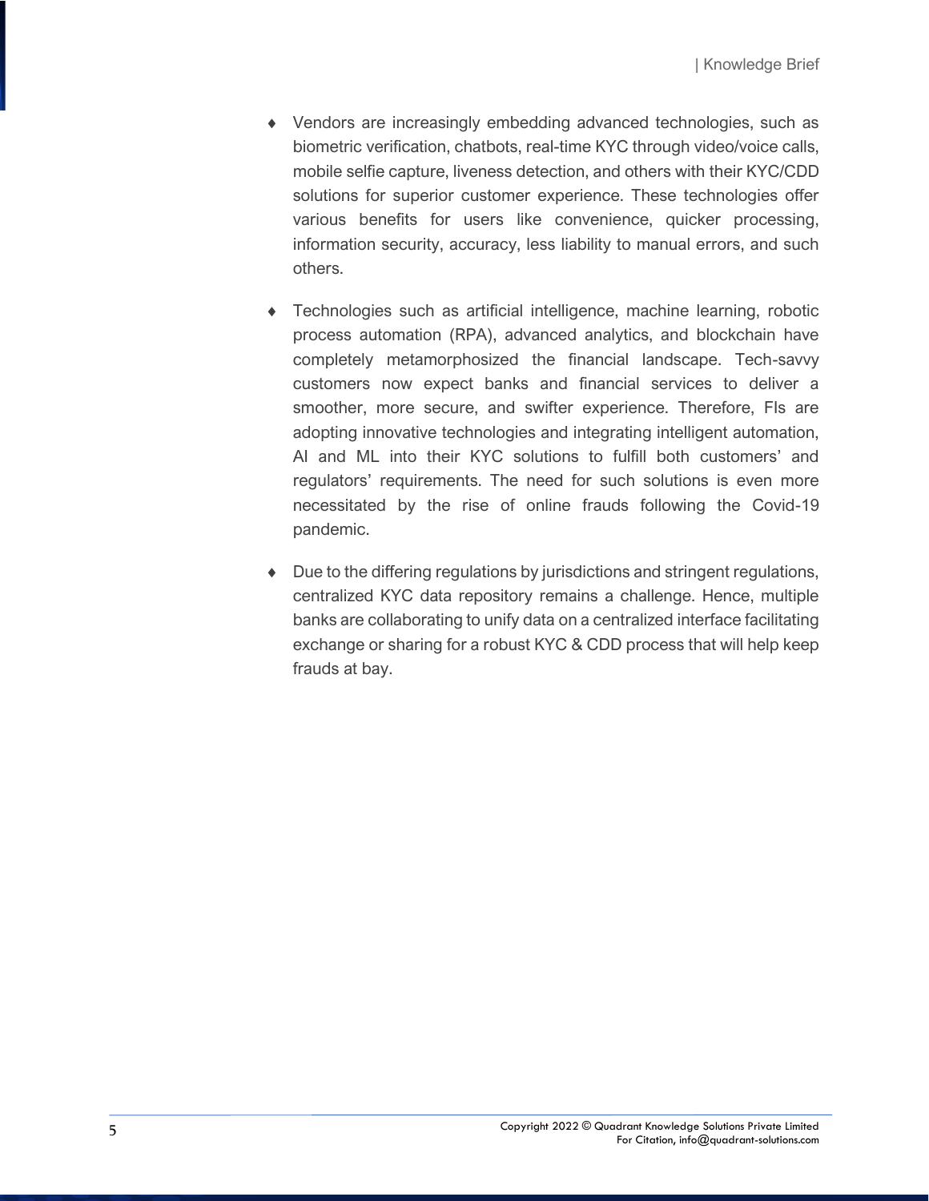- Vendors are increasingly embedding advanced technologies, such as biometric verification, chatbots, real-time KYC through video/voice calls, mobile selfie capture, liveness detection, and others with their KYC/CDD solutions for superior customer experience. These technologies offer various benefits for users like convenience, quicker processing, information security, accuracy, less liability to manual errors, and such others.

- Technologies such as artificial intelligence, machine learning, robotic process automation (RPA), advanced analytics, and blockchain have completely metamorphosized the financial landscape. Tech-savvy customers now expect banks and financial services to deliver a smoother, more secure, and swifter experience. Therefore, FIs are adopting innovative technologies and integrating intelligent automation, AI and ML into their KYC solutions to fulfill both customers' and regulators' requirements. The need for such solutions is even more necessitated by the rise of online frauds following the Covid-19 pandemic.

- Due to the differing regulations by jurisdictions and stringent regulations, centralized KYC data repository remains a challenge. Hence, multiple banks are collaborating to unify data on a centralized interface facilitating exchange or sharing for a robust KYC & CDD process that will help keep frauds at bay.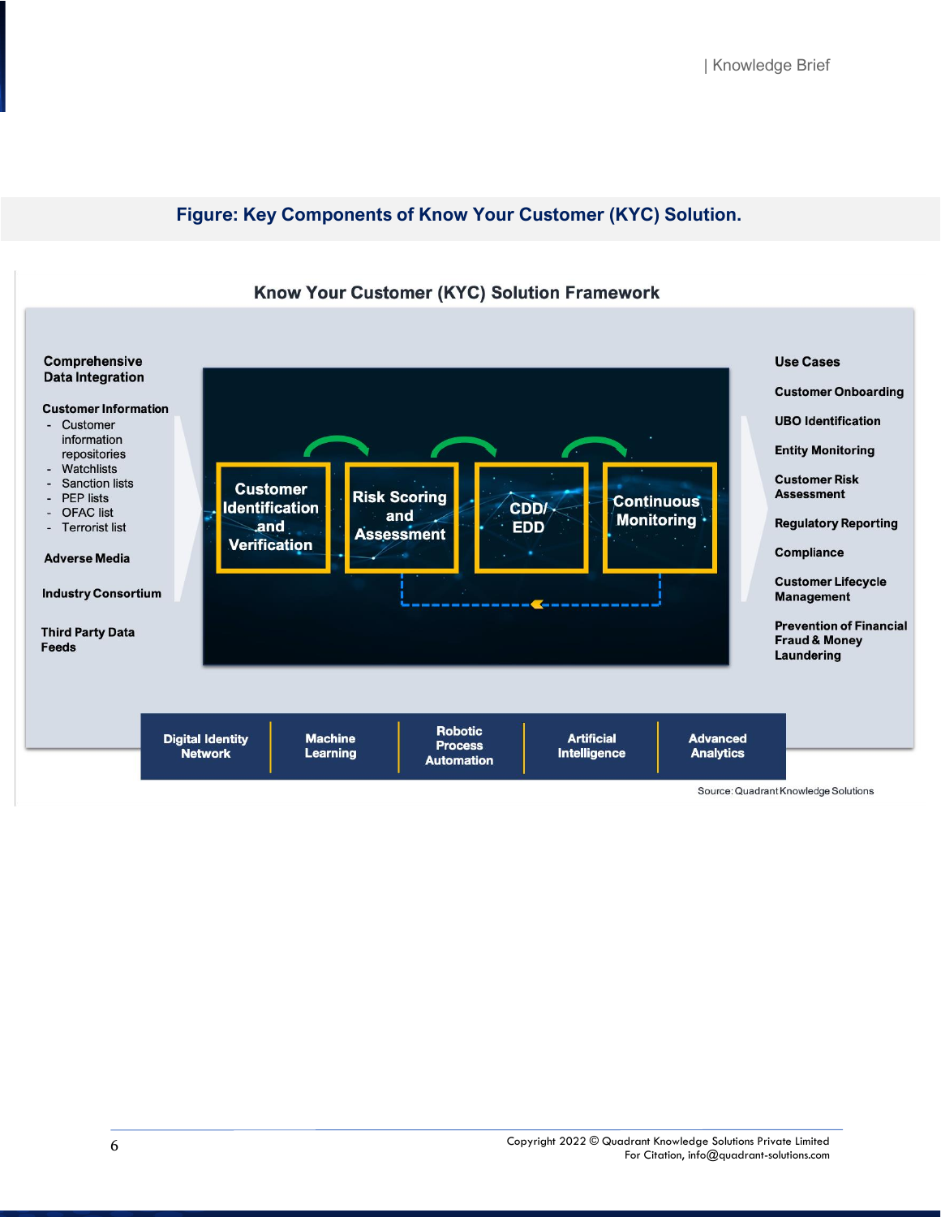**Figure: Key Components of Know Your Customer (KYC) Solution.**

### Know Your Customer (KYC) Solution Framework

**Comprehensive Data Integration**

**Customer Information**
- Customer information repositories
- Watchlists
- Sanction lists
- PEP lists
- OFAC list
- Terrorist list

**Adverse Media**

**Industry Consortium**

**Third Party Data Feeds**

**Customer Identification and Verification** → **Risk Scoring and Assessment** → **CDD/ EDD** → **Continuous Monitoring**

**Use Cases**
- **Customer Onboarding**
- **UBO Identification**
- **Entity Monitoring**
- **Customer Risk Assessment**
- **Regulatory Reporting**
- **Compliance**
- **Customer Lifecycle Management**
- **Prevention of Financial Fraud & Money Laundering**

| Digital Identity Network | Machine Learning | Robotic Process Automation | Artificial Intelligence | Advanced Analytics |
|---|---|---|---|---|

Source: Quadrant Knowledge Solutions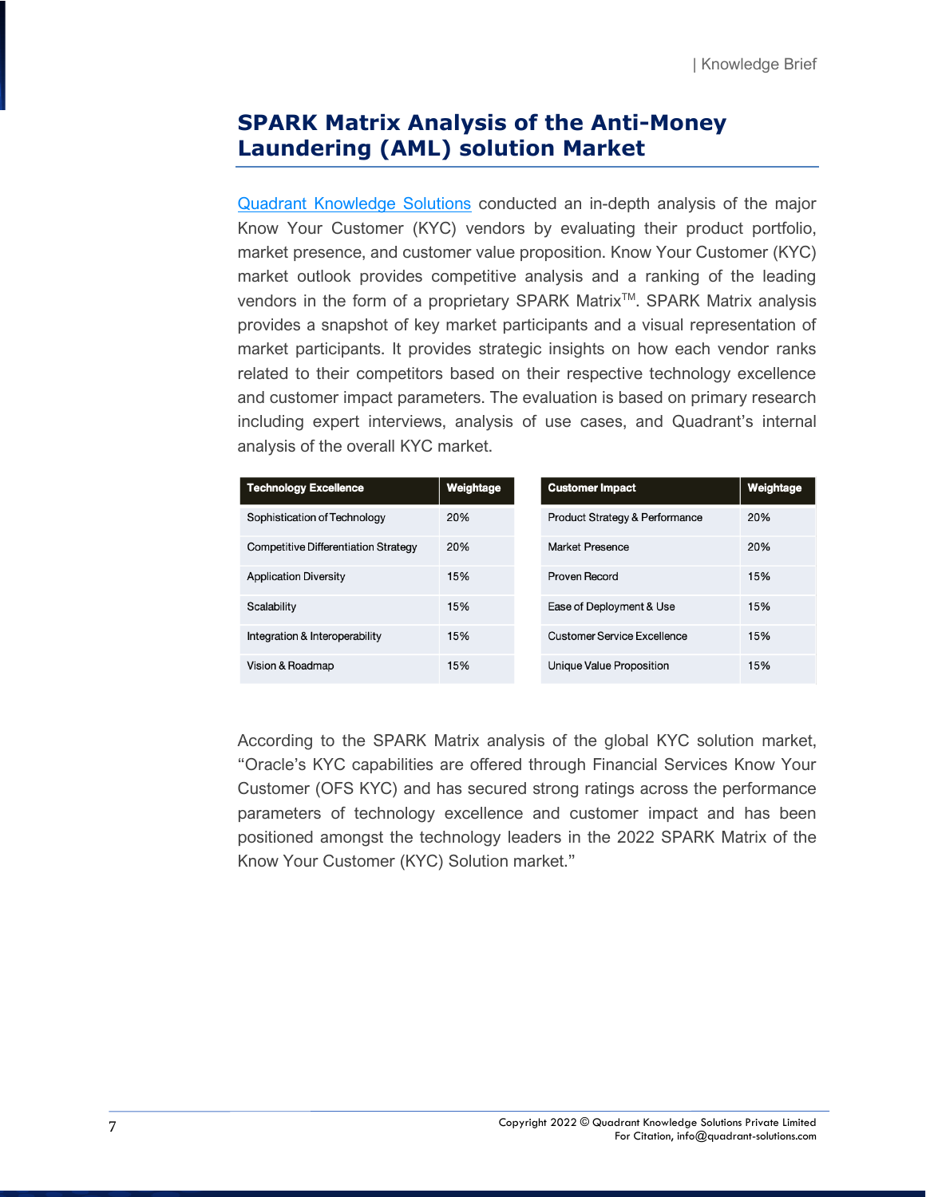## SPARK Matrix Analysis of the Anti-Money Laundering (AML) solution Market

[Quadrant Knowledge Solutions](Quadrant Knowledge Solutions) conducted an in-depth analysis of the major Know Your Customer (KYC) vendors by evaluating their product portfolio, market presence, and customer value proposition. Know Your Customer (KYC) market outlook provides competitive analysis and a ranking of the leading vendors in the form of a proprietary SPARK Matrix™. SPARK Matrix analysis provides a snapshot of key market participants and a visual representation of market participants. It provides strategic insights on how each vendor ranks related to their competitors based on their respective technology excellence and customer impact parameters. The evaluation is based on primary research including expert interviews, analysis of use cases, and Quadrant's internal analysis of the overall KYC market.

| Technology Excellence | Weightage |
|---|---|
| Sophistication of Technology | 20% |
| Competitive Differentiation Strategy | 20% |
| Application Diversity | 15% |
| Scalability | 15% |
| Integration & Interoperability | 15% |
| Vision & Roadmap | 15% |

| Customer Impact | Weightage |
|---|---|
| Product Strategy & Performance | 20% |
| Market Presence | 20% |
| Proven Record | 15% |
| Ease of Deployment & Use | 15% |
| Customer Service Excellence | 15% |
| Unique Value Proposition | 15% |

According to the SPARK Matrix analysis of the global KYC solution market, "Oracle's KYC capabilities are offered through Financial Services Know Your Customer (OFS KYC) and has secured strong ratings across the performance parameters of technology excellence and customer impact and has been positioned amongst the technology leaders in the 2022 SPARK Matrix of the Know Your Customer (KYC) Solution market."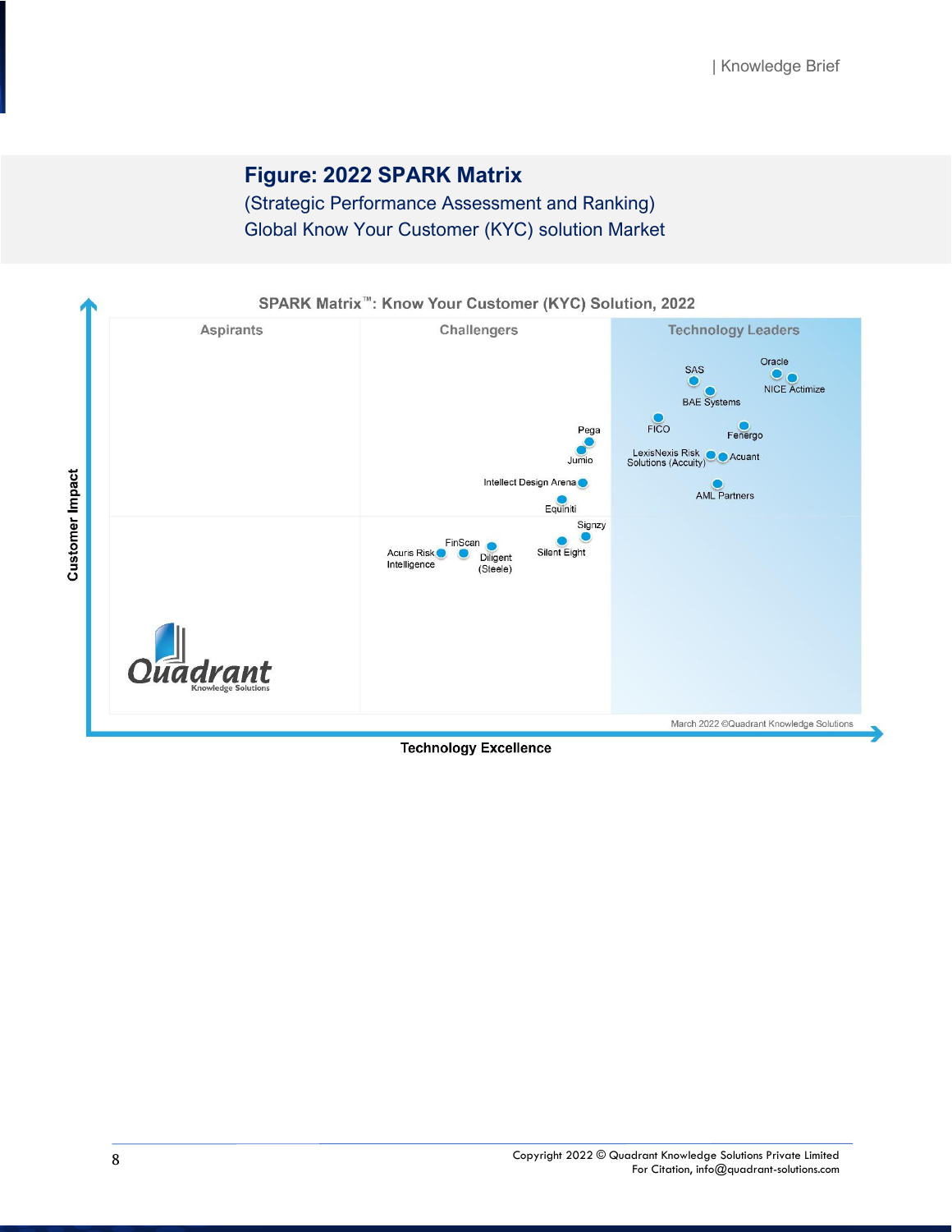## Figure: 2022 SPARK Matrix

(Strategic Performance Assessment and Ranking)
Global Know Your Customer (KYC) solution Market

SPARK Matrix™: Know Your Customer (KYC) Solution, 2022

Aspirants | Challengers | Technology Leaders

Oracle, SAS, NICE Actimize, BAE Systems, FICO, Fenergo, Pega, Jumio, LexisNexis Risk Solutions (Accuity), Acuant, Intellect Design Arena, AML Partners, Equiniti, Signzy, FinScan, Acuris Risk Intelligence, Diligent (Steele), Silent Eight

Customer Impact

Technology Excellence

March 2022 ©Quadrant Knowledge Solutions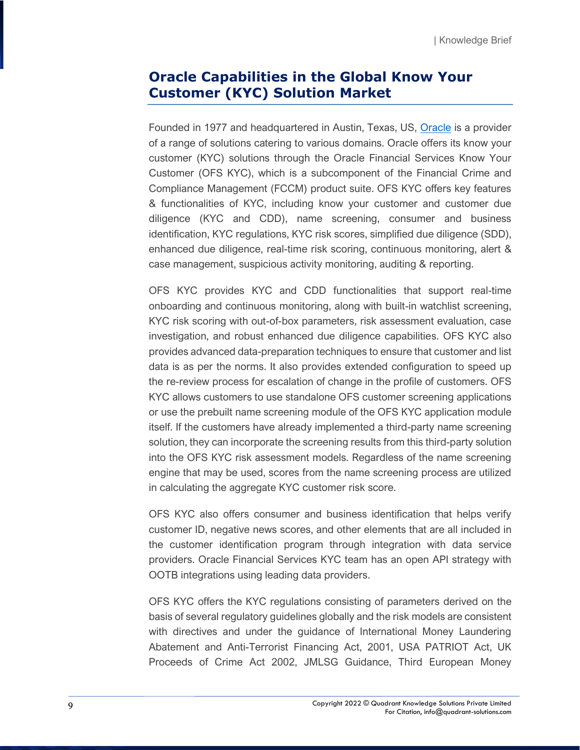## Oracle Capabilities in the Global Know Your Customer (KYC) Solution Market

Founded in 1977 and headquartered in Austin, Texas, US, [Oracle](#) is a provider of a range of solutions catering to various domains. Oracle offers its know your customer (KYC) solutions through the Oracle Financial Services Know Your Customer (OFS KYC), which is a subcomponent of the Financial Crime and Compliance Management (FCCM) product suite. OFS KYC offers key features & functionalities of KYC, including know your customer and customer due diligence (KYC and CDD), name screening, consumer and business identification, KYC regulations, KYC risk scores, simplified due diligence (SDD), enhanced due diligence, real-time risk scoring, continuous monitoring, alert & case management, suspicious activity monitoring, auditing & reporting.

OFS KYC provides KYC and CDD functionalities that support real-time onboarding and continuous monitoring, along with built-in watchlist screening, KYC risk scoring with out-of-box parameters, risk assessment evaluation, case investigation, and robust enhanced due diligence capabilities. OFS KYC also provides advanced data-preparation techniques to ensure that customer and list data is as per the norms. It also provides extended configuration to speed up the re-review process for escalation of change in the profile of customers. OFS KYC allows customers to use standalone OFS customer screening applications or use the prebuilt name screening module of the OFS KYC application module itself. If the customers have already implemented a third-party name screening solution, they can incorporate the screening results from this third-party solution into the OFS KYC risk assessment models. Regardless of the name screening engine that may be used, scores from the name screening process are utilized in calculating the aggregate KYC customer risk score.

OFS KYC also offers consumer and business identification that helps verify customer ID, negative news scores, and other elements that are all included in the customer identification program through integration with data service providers. Oracle Financial Services KYC team has an open API strategy with OOTB integrations using leading data providers.

OFS KYC offers the KYC regulations consisting of parameters derived on the basis of several regulatory guidelines globally and the risk models are consistent with directives and under the guidance of International Money Laundering Abatement and Anti-Terrorist Financing Act, 2001, USA PATRIOT Act, UK Proceeds of Crime Act 2002, JMLSG Guidance, Third European Money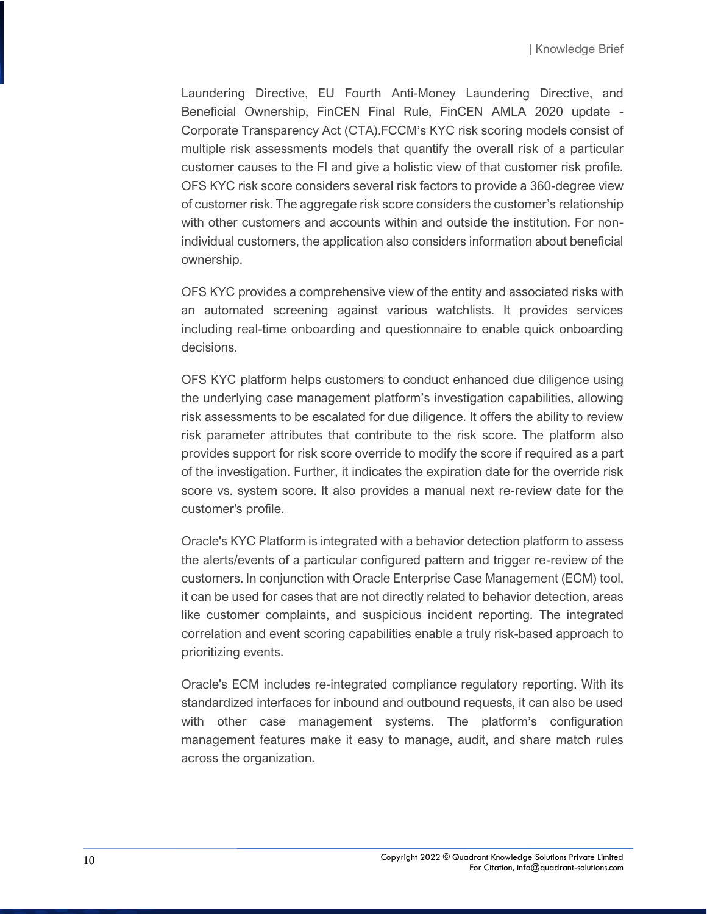Laundering Directive, EU Fourth Anti-Money Laundering Directive, and Beneficial Ownership, FinCEN Final Rule, FinCEN AMLA 2020 update - Corporate Transparency Act (CTA).FCCM's KYC risk scoring models consist of multiple risk assessments models that quantify the overall risk of a particular customer causes to the FI and give a holistic view of that customer risk profile. OFS KYC risk score considers several risk factors to provide a 360-degree view of customer risk. The aggregate risk score considers the customer's relationship with other customers and accounts within and outside the institution. For non-individual customers, the application also considers information about beneficial ownership.

OFS KYC provides a comprehensive view of the entity and associated risks with an automated screening against various watchlists. It provides services including real-time onboarding and questionnaire to enable quick onboarding decisions.

OFS KYC platform helps customers to conduct enhanced due diligence using the underlying case management platform's investigation capabilities, allowing risk assessments to be escalated for due diligence. It offers the ability to review risk parameter attributes that contribute to the risk score. The platform also provides support for risk score override to modify the score if required as a part of the investigation. Further, it indicates the expiration date for the override risk score vs. system score. It also provides a manual next re-review date for the customer's profile.

Oracle's KYC Platform is integrated with a behavior detection platform to assess the alerts/events of a particular configured pattern and trigger re-review of the customers. In conjunction with Oracle Enterprise Case Management (ECM) tool, it can be used for cases that are not directly related to behavior detection, areas like customer complaints, and suspicious incident reporting. The integrated correlation and event scoring capabilities enable a truly risk-based approach to prioritizing events.

Oracle's ECM includes re-integrated compliance regulatory reporting. With its standardized interfaces for inbound and outbound requests, it can also be used with other case management systems. The platform's configuration management features make it easy to manage, audit, and share match rules across the organization.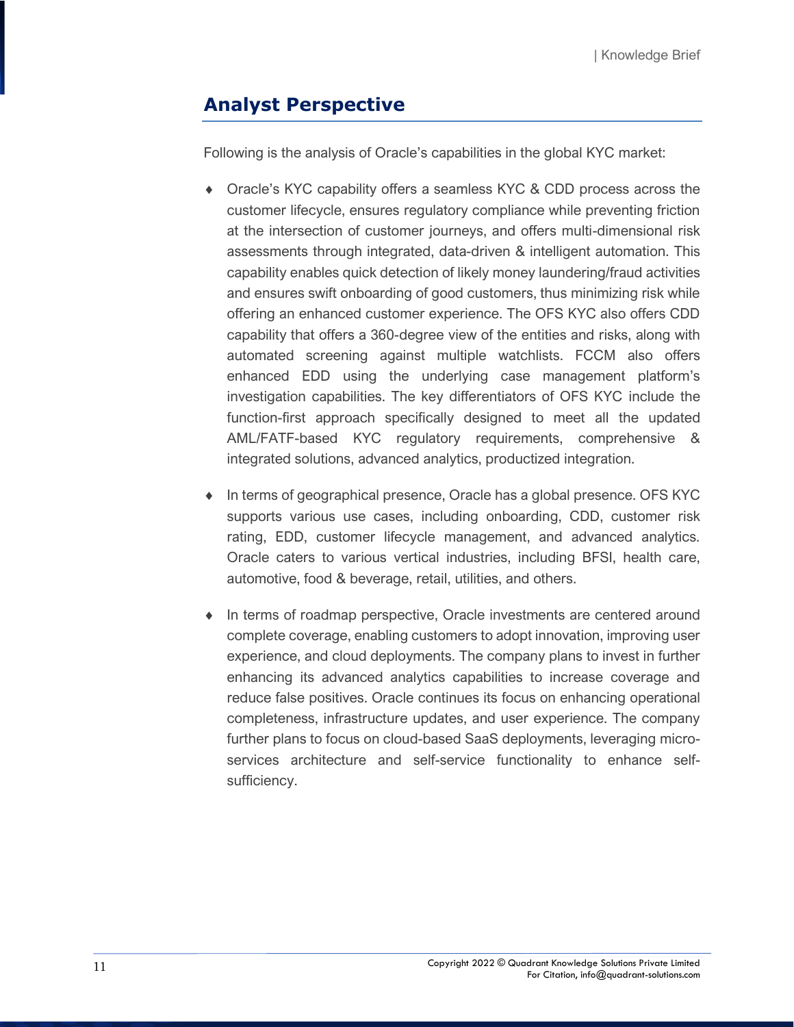## Analyst Perspective

Following is the analysis of Oracle's capabilities in the global KYC market:

- Oracle's KYC capability offers a seamless KYC & CDD process across the customer lifecycle, ensures regulatory compliance while preventing friction at the intersection of customer journeys, and offers multi-dimensional risk assessments through integrated, data-driven & intelligent automation. This capability enables quick detection of likely money laundering/fraud activities and ensures swift onboarding of good customers, thus minimizing risk while offering an enhanced customer experience. The OFS KYC also offers CDD capability that offers a 360-degree view of the entities and risks, along with automated screening against multiple watchlists. FCCM also offers enhanced EDD using the underlying case management platform's investigation capabilities. The key differentiators of OFS KYC include the function-first approach specifically designed to meet all the updated AML/FATF-based KYC regulatory requirements, comprehensive & integrated solutions, advanced analytics, productized integration.
- In terms of geographical presence, Oracle has a global presence. OFS KYC supports various use cases, including onboarding, CDD, customer risk rating, EDD, customer lifecycle management, and advanced analytics. Oracle caters to various vertical industries, including BFSI, health care, automotive, food & beverage, retail, utilities, and others.
- In terms of roadmap perspective, Oracle investments are centered around complete coverage, enabling customers to adopt innovation, improving user experience, and cloud deployments. The company plans to invest in further enhancing its advanced analytics capabilities to increase coverage and reduce false positives. Oracle continues its focus on enhancing operational completeness, infrastructure updates, and user experience. The company further plans to focus on cloud-based SaaS deployments, leveraging micro-services architecture and self-service functionality to enhance self-sufficiency.